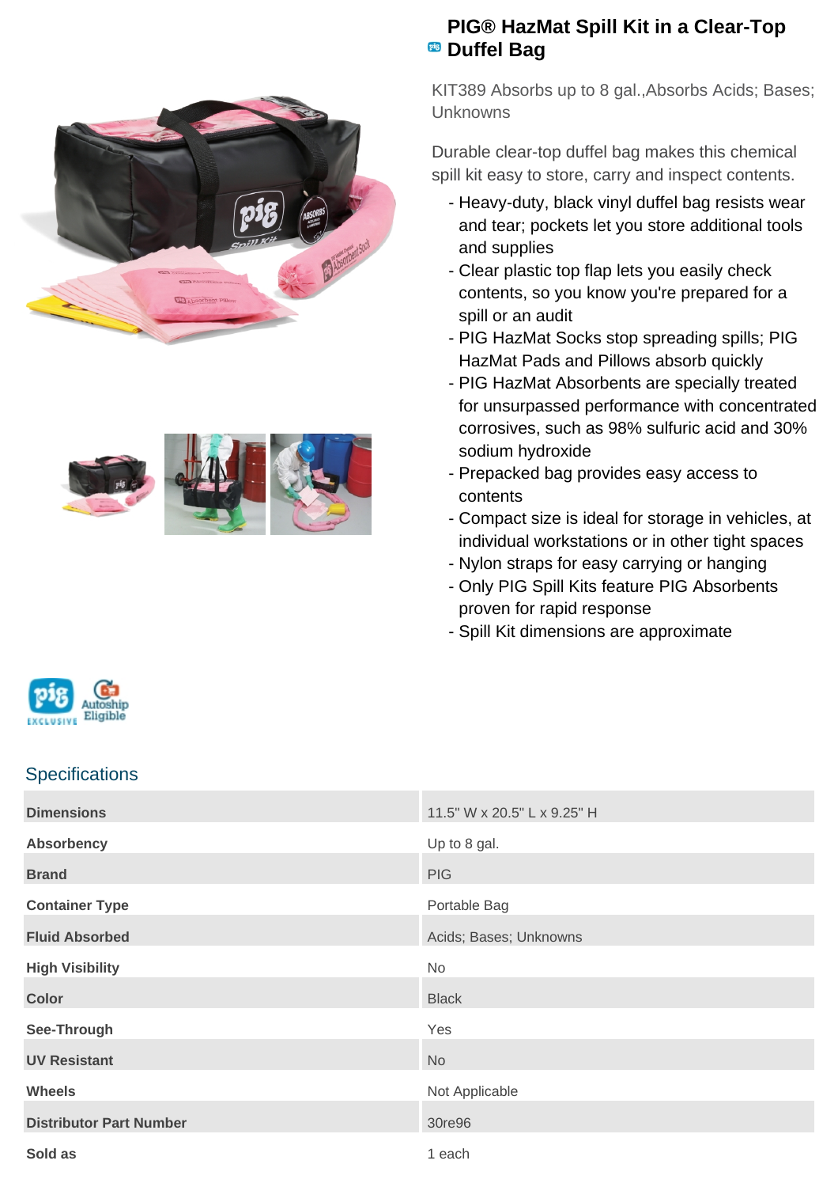# PIG® HazMat Spill Kit in a Clear-Top Duffel Bag

KIT389 Absorbs up to 8 gal.,Absorbs Acids; Bases; Unknowns

Durable clear-top duffel bag makes this chemical spill kit easy to store, carry and inspect contents.

- Heavy-duty, black vinyl duffel bag resists wear and tear; pockets let you store additional tools and supplies
- Clear plastic top flap lets you easily check contents, so you know you're prepared for a spill or an audit
- PIG HazMat Socks stop spreading spills; PIG HazMat Pads and Pillows absorb quickly
- PIG HazMat Absorbents are specially treated for unsurpassed performance with concentrated corrosives, such as 98% sulfuric acid and 30% sodium hydroxide
- Prepacked bag provides easy access to contents
- Compact size is ideal for storage in vehicles, at individual workstations or in other tight spaces
- Nylon straps for easy carrying or hanging
- Only PIG Spill Kits feature PIG Absorbents proven for rapid response
- Spill Kit dimensions are approximate

## Specifications

| | |
|---|---|
| **Dimensions** | 11.5" W x 20.5" L x 9.25" H |
| **Absorbency** | Up to 8 gal. |
| **Brand** | PIG |
| **Container Type** | Portable Bag |
| **Fluid Absorbed** | Acids; Bases; Unknowns |
| **High Visibility** | No |
| **Color** | Black |
| **See-Through** | Yes |
| **UV Resistant** | No |
| **Wheels** | Not Applicable |
| **Distributor Part Number** | 30re96 |
| **Sold as** | 1 each |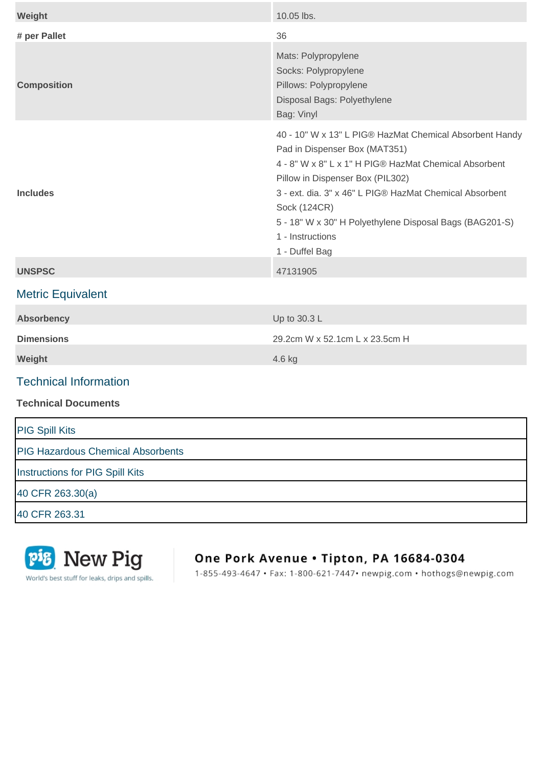| | |
|---|---|
| **Weight** | 10.05 lbs. |
| **# per Pallet** | 36 |
| **Composition** | Mats: Polypropylene<br>Socks: Polypropylene<br>Pillows: Polypropylene<br>Disposal Bags: Polyethylene<br>Bag: Vinyl |
| **Includes** | 40 - 10" W x 13" L PIG® HazMat Chemical Absorbent Handy Pad in Dispenser Box (MAT351)<br>4 - 8" W x 8" L x 1" H PIG® HazMat Chemical Absorbent Pillow in Dispenser Box (PIL302)<br>3 - ext. dia. 3" x 46" L PIG® HazMat Chemical Absorbent Sock (124CR)<br>5 - 18" W x 30" H Polyethylene Disposal Bags (BAG201-S)<br>1 - Instructions<br>1 - Duffel Bag |
| **UNSPSC** | 47131905 |

## Metric Equivalent

| | |
|---|---|
| **Absorbency** | Up to 30.3 L |
| **Dimensions** | 29.2cm W x 52.1cm L x 23.5cm H |
| **Weight** | 4.6 kg |

## Technical Information

### Technical Documents

| |
|---|
| PIG Spill Kits |
| PIG Hazardous Chemical Absorbents |
| Instructions for PIG Spill Kits |
| 40 CFR 263.30(a) |
| 40 CFR 263.31 |

New Pig
World's best stuff for leaks, drips and spills.

**One Pork Avenue • Tipton, PA 16684-0304**
1-855-493-4647 • Fax: 1-800-621-7447• newpig.com • hothogs@newpig.com